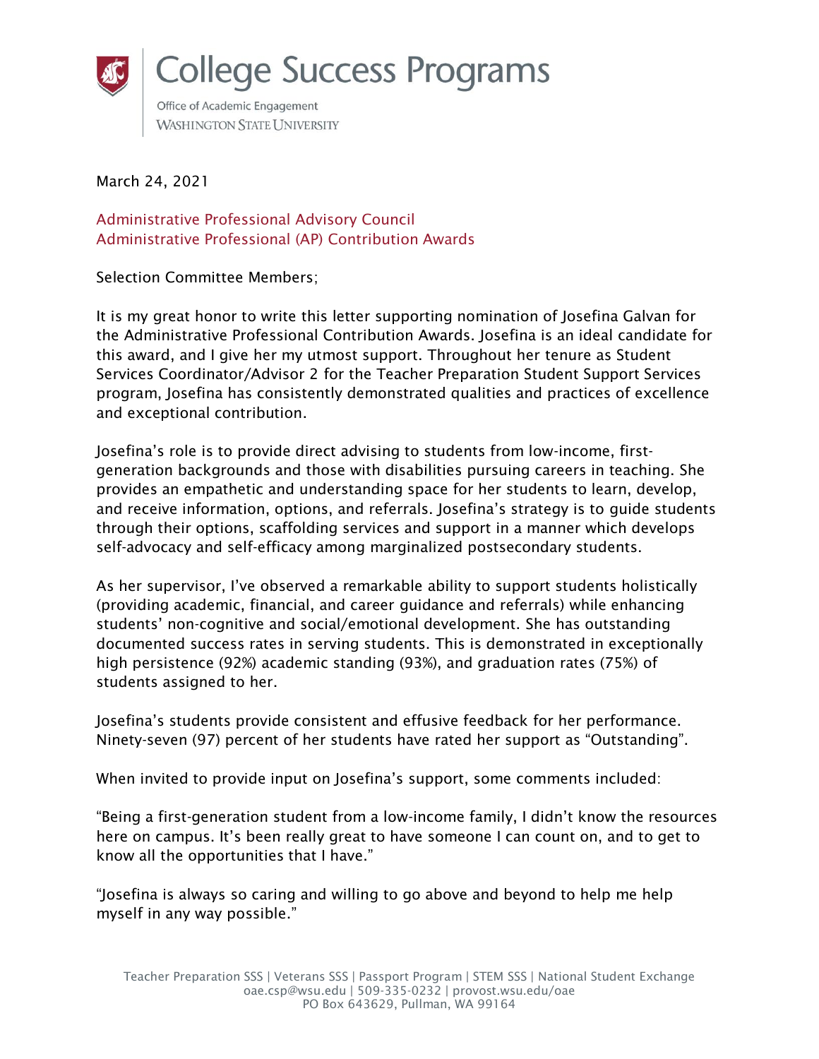# College Success Programs

Office of Academic Engagement
WASHINGTON STATE UNIVERSITY

March 24, 2021

Administrative Professional Advisory Council
Administrative Professional (AP) Contribution Awards

Selection Committee Members;

It is my great honor to write this letter supporting nomination of Josefina Galvan for the Administrative Professional Contribution Awards. Josefina is an ideal candidate for this award, and I give her my utmost support. Throughout her tenure as Student Services Coordinator/Advisor 2 for the Teacher Preparation Student Support Services program, Josefina has consistently demonstrated qualities and practices of excellence and exceptional contribution.

Josefina's role is to provide direct advising to students from low-income, first-generation backgrounds and those with disabilities pursuing careers in teaching. She provides an empathetic and understanding space for her students to learn, develop, and receive information, options, and referrals. Josefina's strategy is to guide students through their options, scaffolding services and support in a manner which develops self-advocacy and self-efficacy among marginalized postsecondary students.

As her supervisor, I've observed a remarkable ability to support students holistically (providing academic, financial, and career guidance and referrals) while enhancing students' non-cognitive and social/emotional development. She has outstanding documented success rates in serving students. This is demonstrated in exceptionally high persistence (92%) academic standing (93%), and graduation rates (75%) of students assigned to her.

Josefina's students provide consistent and effusive feedback for her performance. Ninety-seven (97) percent of her students have rated her support as "Outstanding".

When invited to provide input on Josefina's support, some comments included:

"Being a first-generation student from a low-income family, I didn't know the resources here on campus. It's been really great to have someone I can count on, and to get to know all the opportunities that I have."

"Josefina is always so caring and willing to go above and beyond to help me help myself in any way possible."

Teacher Preparation SSS | Veterans SSS | Passport Program | STEM SSS | National Student Exchange
oae.csp@wsu.edu | 509-335-0232 | provost.wsu.edu/oae
PO Box 643629, Pullman, WA 99164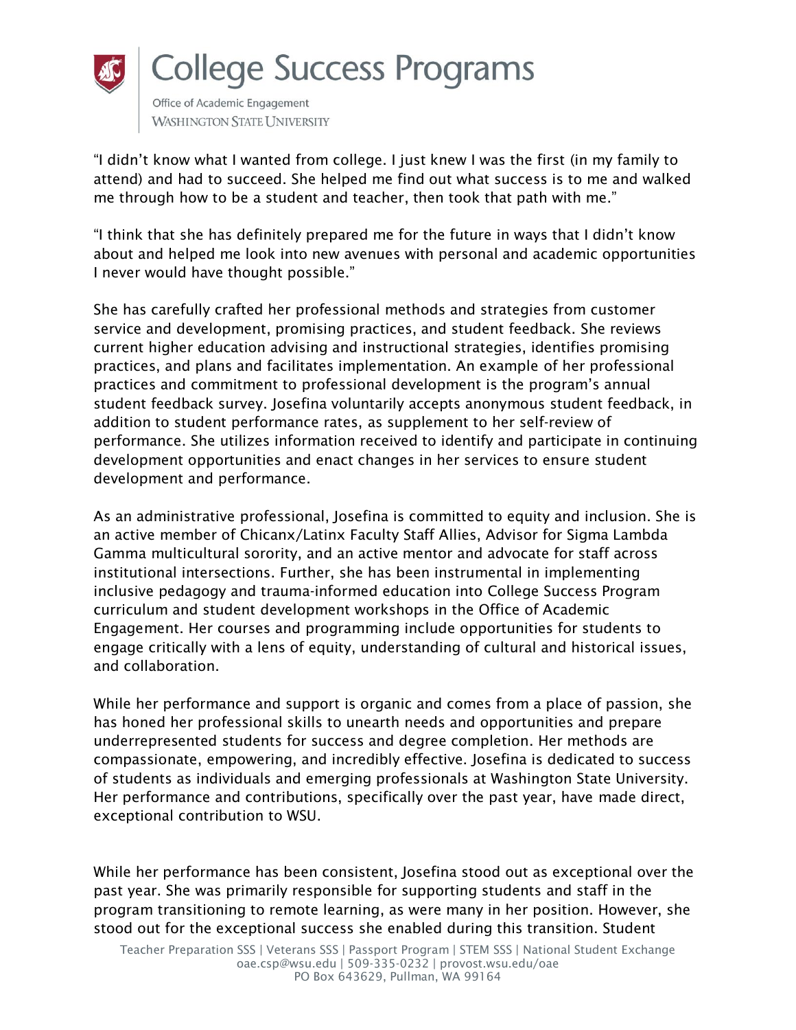"I didn't know what I wanted from college. I just knew I was the first (in my family to attend) and had to succeed. She helped me find out what success is to me and walked me through how to be a student and teacher, then took that path with me."

"I think that she has definitely prepared me for the future in ways that I didn't know about and helped me look into new avenues with personal and academic opportunities I never would have thought possible."

She has carefully crafted her professional methods and strategies from customer service and development, promising practices, and student feedback. She reviews current higher education advising and instructional strategies, identifies promising practices, and plans and facilitates implementation. An example of her professional practices and commitment to professional development is the program's annual student feedback survey. Josefina voluntarily accepts anonymous student feedback, in addition to student performance rates, as supplement to her self-review of performance. She utilizes information received to identify and participate in continuing development opportunities and enact changes in her services to ensure student development and performance.

As an administrative professional, Josefina is committed to equity and inclusion. She is an active member of Chicanx/Latinx Faculty Staff Allies, Advisor for Sigma Lambda Gamma multicultural sorority, and an active mentor and advocate for staff across institutional intersections. Further, she has been instrumental in implementing inclusive pedagogy and trauma-informed education into College Success Program curriculum and student development workshops in the Office of Academic Engagement. Her courses and programming include opportunities for students to engage critically with a lens of equity, understanding of cultural and historical issues, and collaboration.

While her performance and support is organic and comes from a place of passion, she has honed her professional skills to unearth needs and opportunities and prepare underrepresented students for success and degree completion. Her methods are compassionate, empowering, and incredibly effective. Josefina is dedicated to success of students as individuals and emerging professionals at Washington State University. Her performance and contributions, specifically over the past year, have made direct, exceptional contribution to WSU.

While her performance has been consistent, Josefina stood out as exceptional over the past year. She was primarily responsible for supporting students and staff in the program transitioning to remote learning, as were many in her position. However, she stood out for the exceptional success she enabled during this transition. Student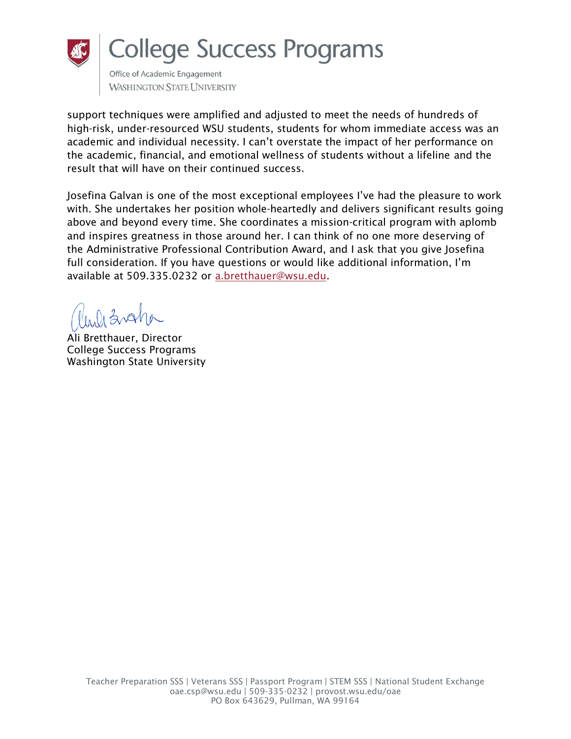support techniques were amplified and adjusted to meet the needs of hundreds of high-risk, under-resourced WSU students, students for whom immediate access was an academic and individual necessity. I can't overstate the impact of her performance on the academic, financial, and emotional wellness of students without a lifeline and the result that will have on their continued success.

Josefina Galvan is one of the most exceptional employees I've had the pleasure to work with. She undertakes her position whole-heartedly and delivers significant results going above and beyond every time. She coordinates a mission-critical program with aplomb and inspires greatness in those around her. I can think of no one more deserving of the Administrative Professional Contribution Award, and I ask that you give Josefina full consideration. If you have questions or would like additional information, I'm available at 509.335.0232 or a.bretthauer@wsu.edu.

Ali Bretthauer, Director
College Success Programs
Washington State University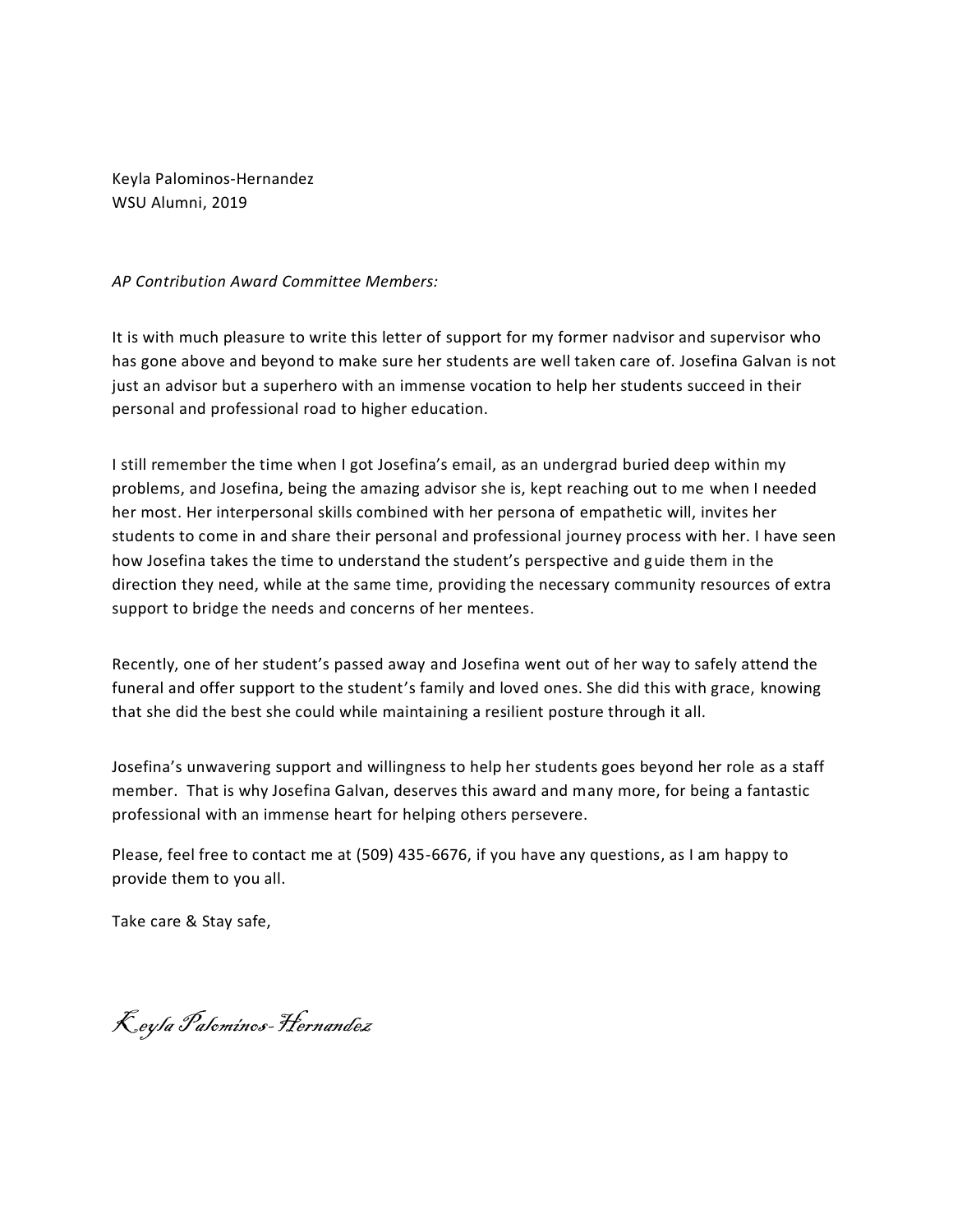Keyla Palominos-Hernandez
WSU Alumni, 2019

*AP Contribution Award Committee Members:*

It is with much pleasure to write this letter of support for my former nadvisor and supervisor who has gone above and beyond to make sure her students are well taken care of. Josefina Galvan is not just an advisor but a superhero with an immense vocation to help her students succeed in their personal and professional road to higher education.

I still remember the time when I got Josefina's email, as an undergrad buried deep within my problems, and Josefina, being the amazing advisor she is, kept reaching out to me when I needed her most. Her interpersonal skills combined with her persona of empathetic will, invites her students to come in and share their personal and professional journey process with her. I have seen how Josefina takes the time to understand the student's perspective and guide them in the direction they need, while at the same time, providing the necessary community resources of extra support to bridge the needs and concerns of her mentees.

Recently, one of her student's passed away and Josefina went out of her way to safely attend the funeral and offer support to the student's family and loved ones. She did this with grace, knowing that she did the best she could while maintaining a resilient posture through it all.

Josefina's unwavering support and willingness to help her students goes beyond her role as a staff member. That is why Josefina Galvan, deserves this award and many more, for being a fantastic professional with an immense heart for helping others persevere.

Please, feel free to contact me at (509) 435-6676, if you have any questions, as I am happy to provide them to you all.

Take care & Stay safe,

*Keyla Palominos-Hernandez*